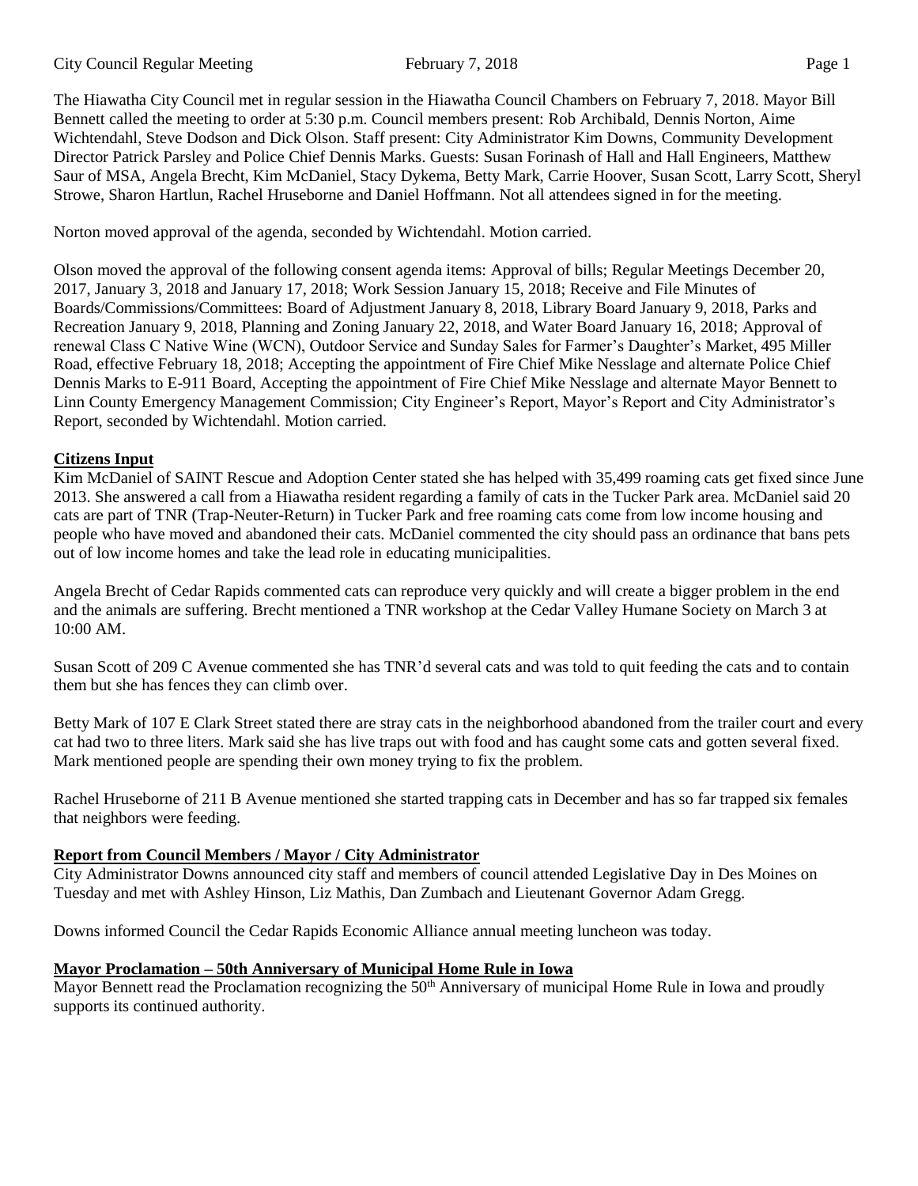The Hiawatha City Council met in regular session in the Hiawatha Council Chambers on February 7, 2018. Mayor Bill Bennett called the meeting to order at 5:30 p.m. Council members present: Rob Archibald, Dennis Norton, Aime Wichtendahl, Steve Dodson and Dick Olson. Staff present: City Administrator Kim Downs, Community Development Director Patrick Parsley and Police Chief Dennis Marks. Guests: Susan Forinash of Hall and Hall Engineers, Matthew Saur of MSA, Angela Brecht, Kim McDaniel, Stacy Dykema, Betty Mark, Carrie Hoover, Susan Scott, Larry Scott, Sheryl Strowe, Sharon Hartlun, Rachel Hruseborne and Daniel Hoffmann. Not all attendees signed in for the meeting.

Norton moved approval of the agenda, seconded by Wichtendahl. Motion carried.

Olson moved the approval of the following consent agenda items: Approval of bills; Regular Meetings December 20, 2017, January 3, 2018 and January 17, 2018; Work Session January 15, 2018; Receive and File Minutes of Boards/Commissions/Committees: Board of Adjustment January 8, 2018, Library Board January 9, 2018, Parks and Recreation January 9, 2018, Planning and Zoning January 22, 2018, and Water Board January 16, 2018; Approval of renewal Class C Native Wine (WCN), Outdoor Service and Sunday Sales for Farmer's Daughter's Market, 495 Miller Road, effective February 18, 2018; Accepting the appointment of Fire Chief Mike Nesslage and alternate Police Chief Dennis Marks to E-911 Board, Accepting the appointment of Fire Chief Mike Nesslage and alternate Mayor Bennett to Linn County Emergency Management Commission; City Engineer's Report, Mayor's Report and City Administrator's Report, seconded by Wichtendahl. Motion carried.

## Citizens Input

Kim McDaniel of SAINT Rescue and Adoption Center stated she has helped with 35,499 roaming cats get fixed since June 2013. She answered a call from a Hiawatha resident regarding a family of cats in the Tucker Park area. McDaniel said 20 cats are part of TNR (Trap-Neuter-Return) in Tucker Park and free roaming cats come from low income housing and people who have moved and abandoned their cats. McDaniel commented the city should pass an ordinance that bans pets out of low income homes and take the lead role in educating municipalities.

Angela Brecht of Cedar Rapids commented cats can reproduce very quickly and will create a bigger problem in the end and the animals are suffering. Brecht mentioned a TNR workshop at the Cedar Valley Humane Society on March 3 at 10:00 AM.

Susan Scott of 209 C Avenue commented she has TNR'd several cats and was told to quit feeding the cats and to contain them but she has fences they can climb over.

Betty Mark of 107 E Clark Street stated there are stray cats in the neighborhood abandoned from the trailer court and every cat had two to three liters. Mark said she has live traps out with food and has caught some cats and gotten several fixed. Mark mentioned people are spending their own money trying to fix the problem.

Rachel Hruseborne of 211 B Avenue mentioned she started trapping cats in December and has so far trapped six females that neighbors were feeding.

## Report from Council Members / Mayor / City Administrator

City Administrator Downs announced city staff and members of council attended Legislative Day in Des Moines on Tuesday and met with Ashley Hinson, Liz Mathis, Dan Zumbach and Lieutenant Governor Adam Gregg.

Downs informed Council the Cedar Rapids Economic Alliance annual meeting luncheon was today.

## Mayor Proclamation – 50th Anniversary of Municipal Home Rule in Iowa

Mayor Bennett read the Proclamation recognizing the 50th Anniversary of municipal Home Rule in Iowa and proudly supports its continued authority.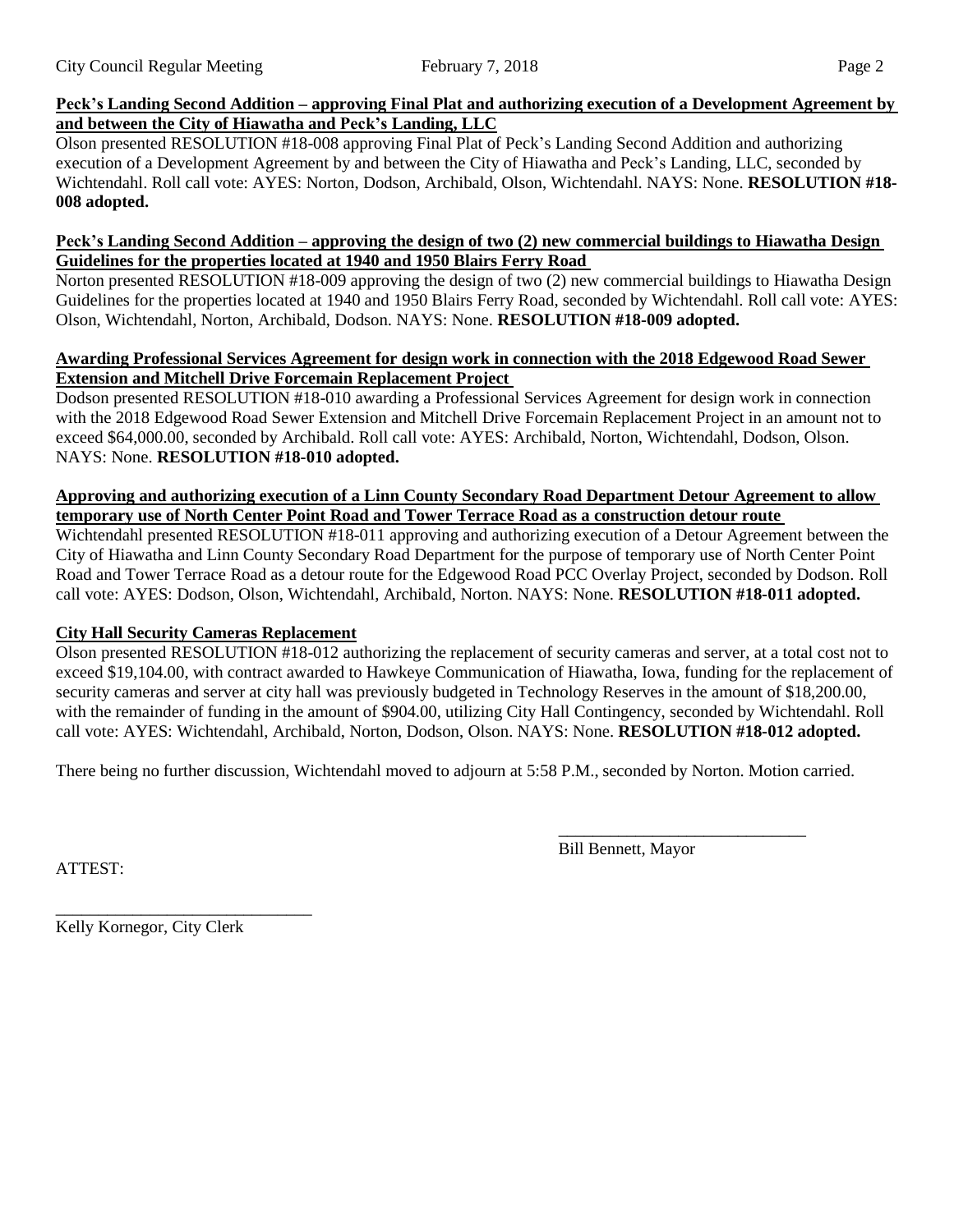**Peck's Landing Second Addition – approving Final Plat and authorizing execution of a Development Agreement by and between the City of Hiawatha and Peck's Landing, LLC**

Olson presented RESOLUTION #18-008 approving Final Plat of Peck's Landing Second Addition and authorizing execution of a Development Agreement by and between the City of Hiawatha and Peck's Landing, LLC, seconded by Wichtendahl. Roll call vote: AYES: Norton, Dodson, Archibald, Olson, Wichtendahl. NAYS: None. **RESOLUTION #18-008 adopted.**

**Peck's Landing Second Addition – approving the design of two (2) new commercial buildings to Hiawatha Design Guidelines for the properties located at 1940 and 1950 Blairs Ferry Road**

Norton presented RESOLUTION #18-009 approving the design of two (2) new commercial buildings to Hiawatha Design Guidelines for the properties located at 1940 and 1950 Blairs Ferry Road, seconded by Wichtendahl. Roll call vote: AYES: Olson, Wichtendahl, Norton, Archibald, Dodson. NAYS: None. **RESOLUTION #18-009 adopted.**

**Awarding Professional Services Agreement for design work in connection with the 2018 Edgewood Road Sewer Extension and Mitchell Drive Forcemain Replacement Project**

Dodson presented RESOLUTION #18-010 awarding a Professional Services Agreement for design work in connection with the 2018 Edgewood Road Sewer Extension and Mitchell Drive Forcemain Replacement Project in an amount not to exceed $64,000.00, seconded by Archibald. Roll call vote: AYES: Archibald, Norton, Wichtendahl, Dodson, Olson. NAYS: None. **RESOLUTION #18-010 adopted.**

**Approving and authorizing execution of a Linn County Secondary Road Department Detour Agreement to allow temporary use of North Center Point Road and Tower Terrace Road as a construction detour route**

Wichtendahl presented RESOLUTION #18-011 approving and authorizing execution of a Detour Agreement between the City of Hiawatha and Linn County Secondary Road Department for the purpose of temporary use of North Center Point Road and Tower Terrace Road as a detour route for the Edgewood Road PCC Overlay Project, seconded by Dodson. Roll call vote: AYES: Dodson, Olson, Wichtendahl, Archibald, Norton. NAYS: None. **RESOLUTION #18-011 adopted.**

**City Hall Security Cameras Replacement**

Olson presented RESOLUTION #18-012 authorizing the replacement of security cameras and server, at a total cost not to exceed $19,104.00, with contract awarded to Hawkeye Communication of Hiawatha, Iowa, funding for the replacement of security cameras and server at city hall was previously budgeted in Technology Reserves in the amount of $18,200.00, with the remainder of funding in the amount of $904.00, utilizing City Hall Contingency, seconded by Wichtendahl. Roll call vote: AYES: Wichtendahl, Archibald, Norton, Dodson, Olson. NAYS: None. **RESOLUTION #18-012 adopted.**

There being no further discussion, Wichtendahl moved to adjourn at 5:58 P.M., seconded by Norton. Motion carried.

_____________________________
Bill Bennett, Mayor

ATTEST:

_____________________________
Kelly Kornegor, City Clerk